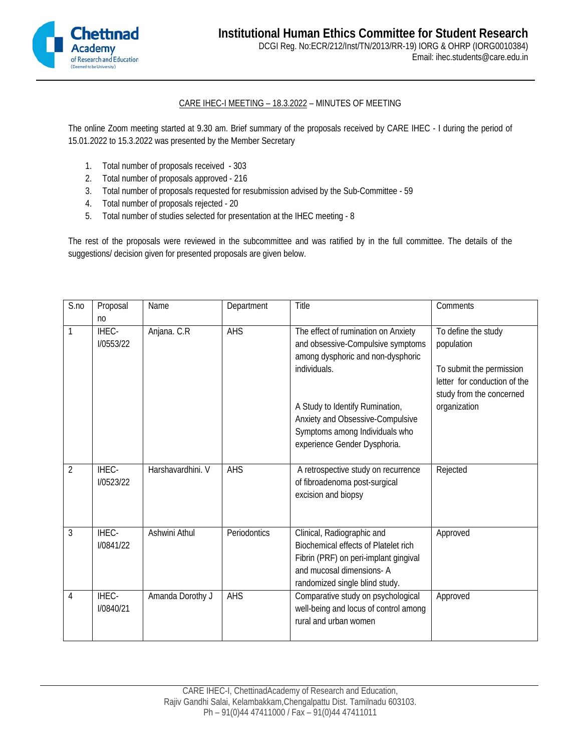# Institutional Human Ethics Committee for Student Research

DCGI Reg. No:ECR/212/Inst/TN/2013/RR-19) IORG & OHRP (IORG0010384)
Email: ihec.students@care.edu.in

CARE IHEC-I MEETING – 18.3.2022 – MINUTES OF MEETING

The online Zoom meeting started at 9.30 am. Brief summary of the proposals received by CARE IHEC - I during the period of 15.01.2022 to 15.3.2022 was presented by the Member Secretary

1. Total number of proposals received - 303
2. Total number of proposals approved - 216
3. Total number of proposals requested for resubmission advised by the Sub-Committee - 59
4. Total number of proposals rejected - 20
5. Total number of studies selected for presentation at the IHEC meeting - 8

The rest of the proposals were reviewed in the subcommittee and was ratified by in the full committee. The details of the suggestions/ decision given for presented proposals are given below.

| S.no | Proposal no | Name | Department | Title | Comments |
|---|---|---|---|---|---|
| 1 | IHEC-I/0553/22 | Anjana. C.R | AHS | The effect of rumination on Anxiety and obsessive-Compulsive symptoms among dysphoric and non-dysphoric individuals.<br><br>A Study to Identify Rumination, Anxiety and Obsessive-Compulsive Symptoms among Individuals who experience Gender Dysphoria. | To define the study population<br><br>To submit the permission letter for conduction of the study from the concerned organization |
| 2 | IHEC-I/0523/22 | Harshavardhini. V | AHS | A retrospective study on recurrence of fibroadenoma post-surgical excision and biopsy | Rejected |
| 3 | IHEC-I/0841/22 | Ashwini Athul | Periodontics | Clinical, Radiographic and Biochemical effects of Platelet rich Fibrin (PRF) on peri-implant gingival and mucosal dimensions- A randomized single blind study. | Approved |
| 4 | IHEC-I/0840/21 | Amanda Dorothy J | AHS | Comparative study on psychological well-being and locus of control among rural and urban women | Approved |

CARE IHEC-I, ChettinadAcademy of Research and Education,
Rajiv Gandhi Salai, Kelambakkam,Chengalpattu Dist. Tamilnadu 603103.
Ph – 91(0)44 47411000 / Fax – 91(0)44 47411011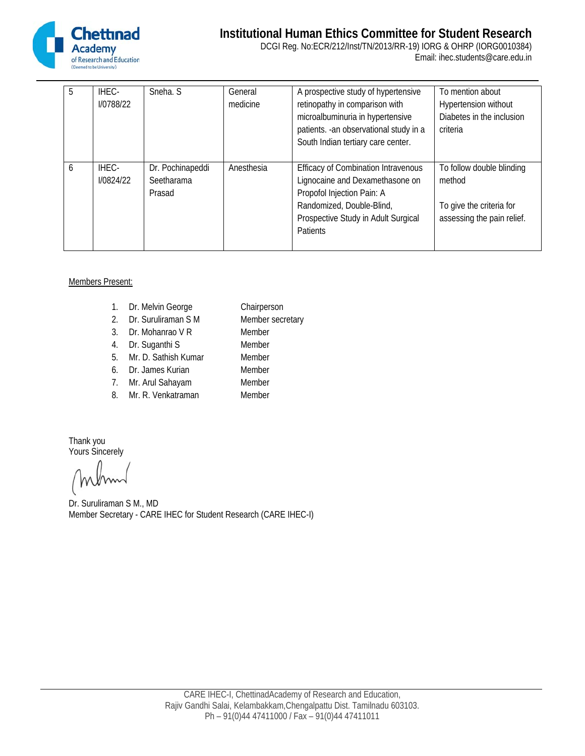| | | | | | |
|---|---|---|---|---|---|
| 5 | IHEC-I/0788/22 | Sneha. S | General medicine | A prospective study of hypertensive retinopathy in comparison with microalbuminuria in hypertensive patients. -an observational study in a South Indian tertiary care center. | To mention about Hypertension without Diabetes in the inclusion criteria |
| 6 | IHEC-I/0824/22 | Dr. Pochinapeddi Seetharama Prasad | Anesthesia | Efficacy of Combination Intravenous Lignocaine and Dexamethasone on Propofol Injection Pain: A Randomized, Double-Blind, Prospective Study in Adult Surgical Patients | To follow double blinding method<br><br>To give the criteria for assessing the pain relief. |

Members Present:

1. Dr. Melvin George — Chairperson
2. Dr. Suruliraman S M — Member secretary
3. Dr. Mohanrao V R — Member
4. Dr. Suganthi S — Member
5. Mr. D. Sathish Kumar — Member
6. Dr. James Kurian — Member
7. Mr. Arul Sahayam — Member
8. Mr. R. Venkatraman — Member

Thank you
Yours Sincerely

Dr. Suruliraman S M., MD
Member Secretary - CARE IHEC for Student Research (CARE IHEC-I)